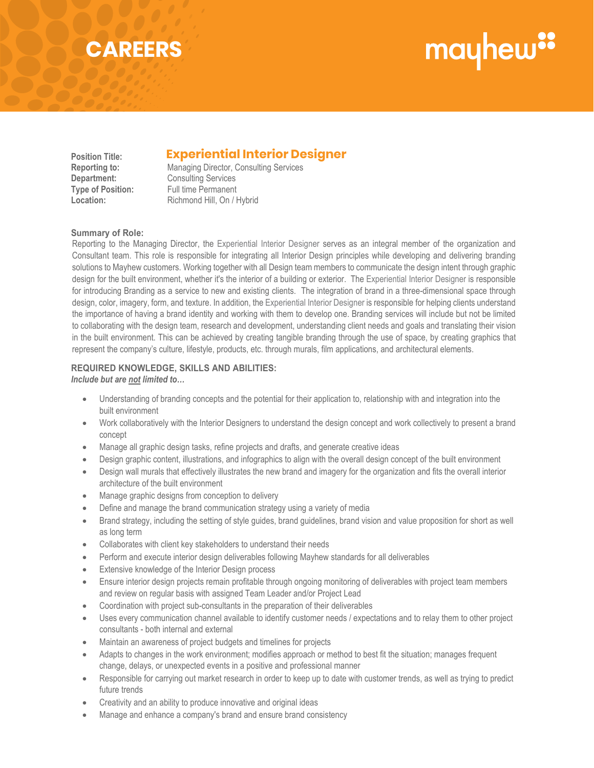# CAREERS

mayhew

| | |
|---|---|
| **Position Title:** | **Experiential Interior Designer** |
| **Reporting to:** | Managing Director, Consulting Services |
| **Department:** | Consulting Services |
| **Type of Position:** | Full time Permanent |
| **Location:** | Richmond Hill, On / Hybrid |

**Summary of Role:**

Reporting to the Managing Director, the Experiential Interior Designer serves as an integral member of the organization and Consultant team. This role is responsible for integrating all Interior Design principles while developing and delivering branding solutions to Mayhew customers. Working together with all Design team members to communicate the design intent through graphic design for the built environment, whether it's the interior of a building or exterior. The Experiential Interior Designer is responsible for introducing Branding as a service to new and existing clients. The integration of brand in a three-dimensional space through design, color, imagery, form, and texture. In addition, the Experiential Interior Designer is responsible for helping clients understand the importance of having a brand identity and working with them to develop one. Branding services will include but not be limited to collaborating with the design team, research and development, understanding client needs and goals and translating their vision in the built environment. This can be achieved by creating tangible branding through the use of space, by creating graphics that represent the company's culture, lifestyle, products, etc. through murals, film applications, and architectural elements.

**REQUIRED KNOWLEDGE, SKILLS AND ABILITIES:**

***Include but are not limited to…***

- Understanding of branding concepts and the potential for their application to, relationship with and integration into the built environment
- Work collaboratively with the Interior Designers to understand the design concept and work collectively to present a brand concept
- Manage all graphic design tasks, refine projects and drafts, and generate creative ideas
- Design graphic content, illustrations, and infographics to align with the overall design concept of the built environment
- Design wall murals that effectively illustrates the new brand and imagery for the organization and fits the overall interior architecture of the built environment
- Manage graphic designs from conception to delivery
- Define and manage the brand communication strategy using a variety of media
- Brand strategy, including the setting of style guides, brand guidelines, brand vision and value proposition for short as well as long term
- Collaborates with client key stakeholders to understand their needs
- Perform and execute interior design deliverables following Mayhew standards for all deliverables
- Extensive knowledge of the Interior Design process
- Ensure interior design projects remain profitable through ongoing monitoring of deliverables with project team members and review on regular basis with assigned Team Leader and/or Project Lead
- Coordination with project sub-consultants in the preparation of their deliverables
- Uses every communication channel available to identify customer needs / expectations and to relay them to other project consultants - both internal and external
- Maintain an awareness of project budgets and timelines for projects
- Adapts to changes in the work environment; modifies approach or method to best fit the situation; manages frequent change, delays, or unexpected events in a positive and professional manner
- Responsible for carrying out market research in order to keep up to date with customer trends, as well as trying to predict future trends
- Creativity and an ability to produce innovative and original ideas
- Manage and enhance a company's brand and ensure brand consistency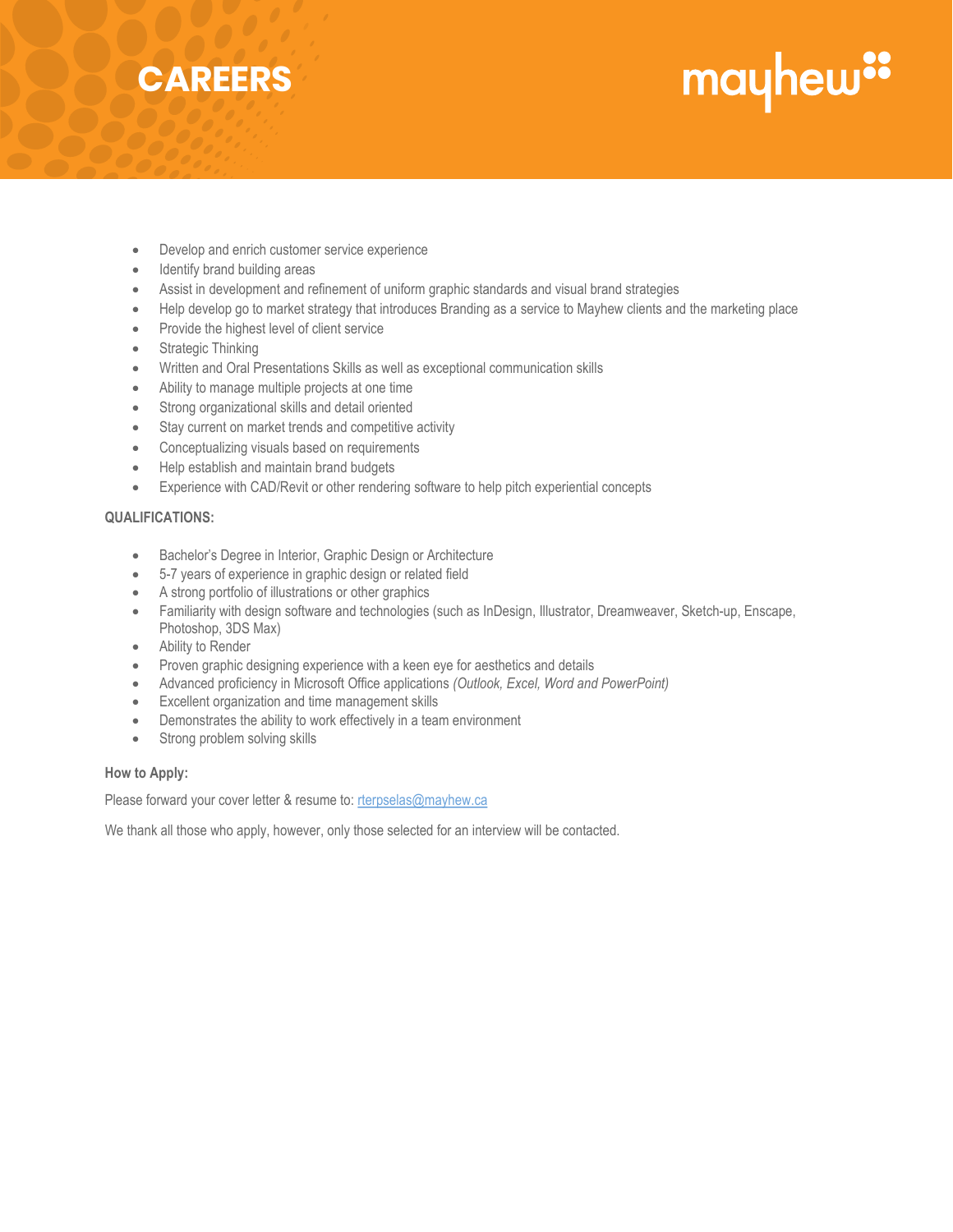- Develop and enrich customer service experience
- Identify brand building areas
- Assist in development and refinement of uniform graphic standards and visual brand strategies
- Help develop go to market strategy that introduces Branding as a service to Mayhew clients and the marketing place
- Provide the highest level of client service
- Strategic Thinking
- Written and Oral Presentations Skills as well as exceptional communication skills
- Ability to manage multiple projects at one time
- Strong organizational skills and detail oriented
- Stay current on market trends and competitive activity
- Conceptualizing visuals based on requirements
- Help establish and maintain brand budgets
- Experience with CAD/Revit or other rendering software to help pitch experiential concepts

**QUALIFICATIONS:**

- Bachelor's Degree in Interior, Graphic Design or Architecture
- 5-7 years of experience in graphic design or related field
- A strong portfolio of illustrations or other graphics
- Familiarity with design software and technologies (such as InDesign, Illustrator, Dreamweaver, Sketch-up, Enscape, Photoshop, 3DS Max)
- Ability to Render
- Proven graphic designing experience with a keen eye for aesthetics and details
- Advanced proficiency in Microsoft Office applications *(Outlook, Excel, Word and PowerPoint)*
- Excellent organization and time management skills
- Demonstrates the ability to work effectively in a team environment
- Strong problem solving skills

**How to Apply:**

Please forward your cover letter & resume to: rterpselas@mayhew.ca

We thank all those who apply, however, only those selected for an interview will be contacted.